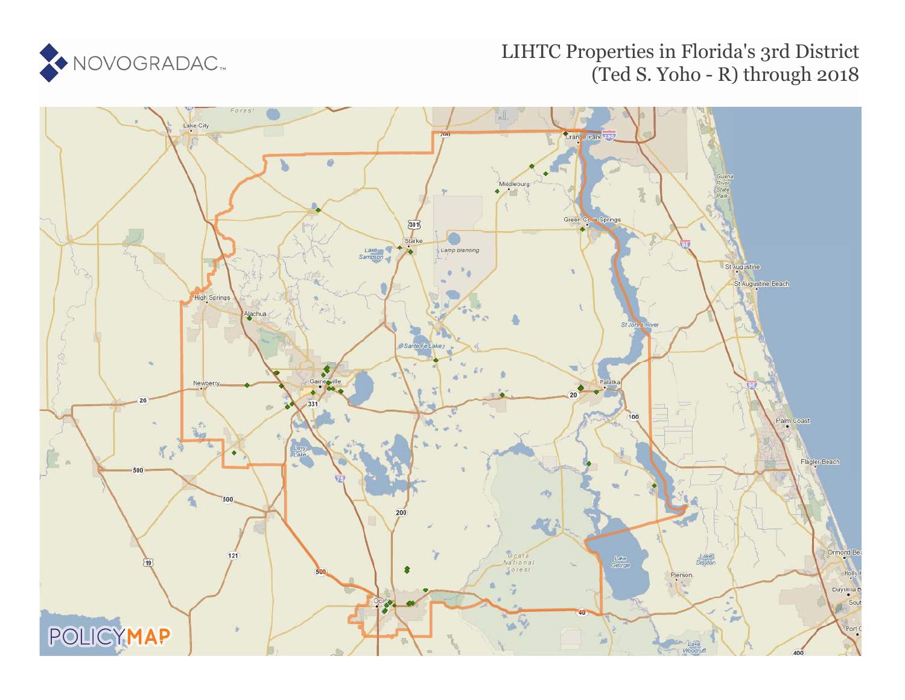NOVOGRADAC

# LIHTC Properties in Florida's 3rd District (Ted S. Yoho - R) through 2018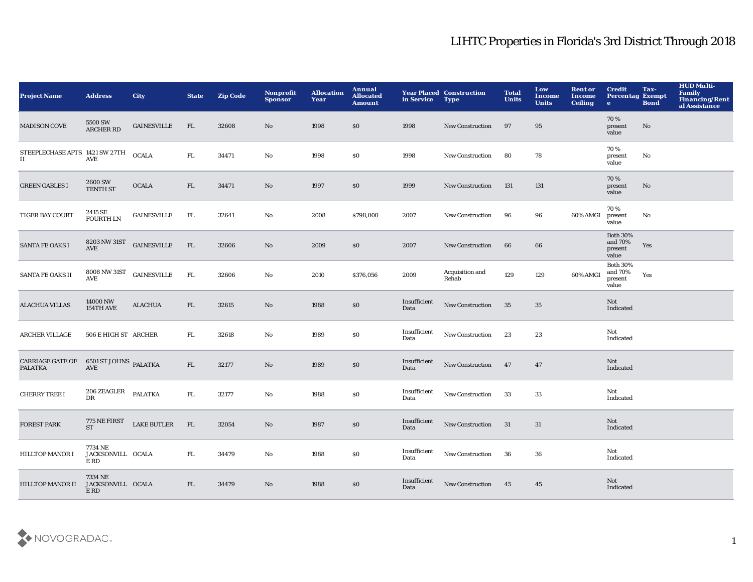# LIHTC Properties in Florida's 3rd District Through 2018

| Project Name | Address | City | State | Zip Code | Nonprofit Sponsor | Allocation Year | Annual Allocated Amount | Year Placed in Service | Construction Type | Total Units | Low Income Units | Rent or Income Ceiling | Credit Percentage | Tax-Exempt Bond | HUD Multi-Family Financing/Rental Assistance |
|---|---|---|---|---|---|---|---|---|---|---|---|---|---|---|---|
| MADISON COVE | 5500 SW ARCHER RD | GAINESVILLE | FL | 32608 | No | 1998 | $0 | 1998 | New Construction | 97 | 95 | | 70 % present value | No | |
| STEEPLECHASE APTS II | 1421 SW 27TH AVE | OCALA | FL | 34471 | No | 1998 | $0 | 1998 | New Construction | 80 | 78 | | 70 % present value | No | |
| GREEN GABLES I | 2600 SW TENTH ST | OCALA | FL | 34471 | No | 1997 | $0 | 1999 | New Construction | 131 | 131 | | 70 % present value | No | |
| TIGER BAY COURT | 2415 SE FOURTH LN | GAINESVILLE | FL | 32641 | No | 2008 | $798,000 | 2007 | New Construction | 96 | 96 | 60% AMGI | 70 % present value | No | |
| SANTA FE OAKS I | 8203 NW 31ST AVE | GAINESVILLE | FL | 32606 | No | 2009 | $0 | 2007 | New Construction | 66 | 66 | | Both 30% and 70% present value | Yes | |
| SANTA FE OAKS II | 8008 NW 31ST AVE | GAINESVILLE | FL | 32606 | No | 2010 | $376,056 | 2009 | Acquisition and Rehab | 129 | 129 | 60% AMGI | Both 30% and 70% present value | Yes | |
| ALACHUA VILLAS | 14000 NW 154TH AVE | ALACHUA | FL | 32615 | No | 1988 | $0 | Insufficient Data | New Construction | 35 | 35 | | Not Indicated | | |
| ARCHER VILLAGE | 506 E HIGH ST | ARCHER | FL | 32618 | No | 1989 | $0 | Insufficient Data | New Construction | 23 | 23 | | Not Indicated | | |
| CARRIAGE GATE OF PALATKA | 6501 ST JOHNS AVE | PALATKA | FL | 32177 | No | 1989 | $0 | Insufficient Data | New Construction | 47 | 47 | | Not Indicated | | |
| CHERRY TREE I | 206 ZEAGLER DR | PALATKA | FL | 32177 | No | 1988 | $0 | Insufficient Data | New Construction | 33 | 33 | | Not Indicated | | |
| FOREST PARK | 775 NE FIRST ST | LAKE BUTLER | FL | 32054 | No | 1987 | $0 | Insufficient Data | New Construction | 31 | 31 | | Not Indicated | | |
| HILLTOP MANOR I | 7734 NE JACKSONVILLE RD | OCALA | FL | 34479 | No | 1988 | $0 | Insufficient Data | New Construction | 36 | 36 | | Not Indicated | | |
| HILLTOP MANOR II | 7334 NE JACKSONVILLE RD | OCALA | FL | 34479 | No | 1988 | $0 | Insufficient Data | New Construction | 45 | 45 | | Not Indicated | | |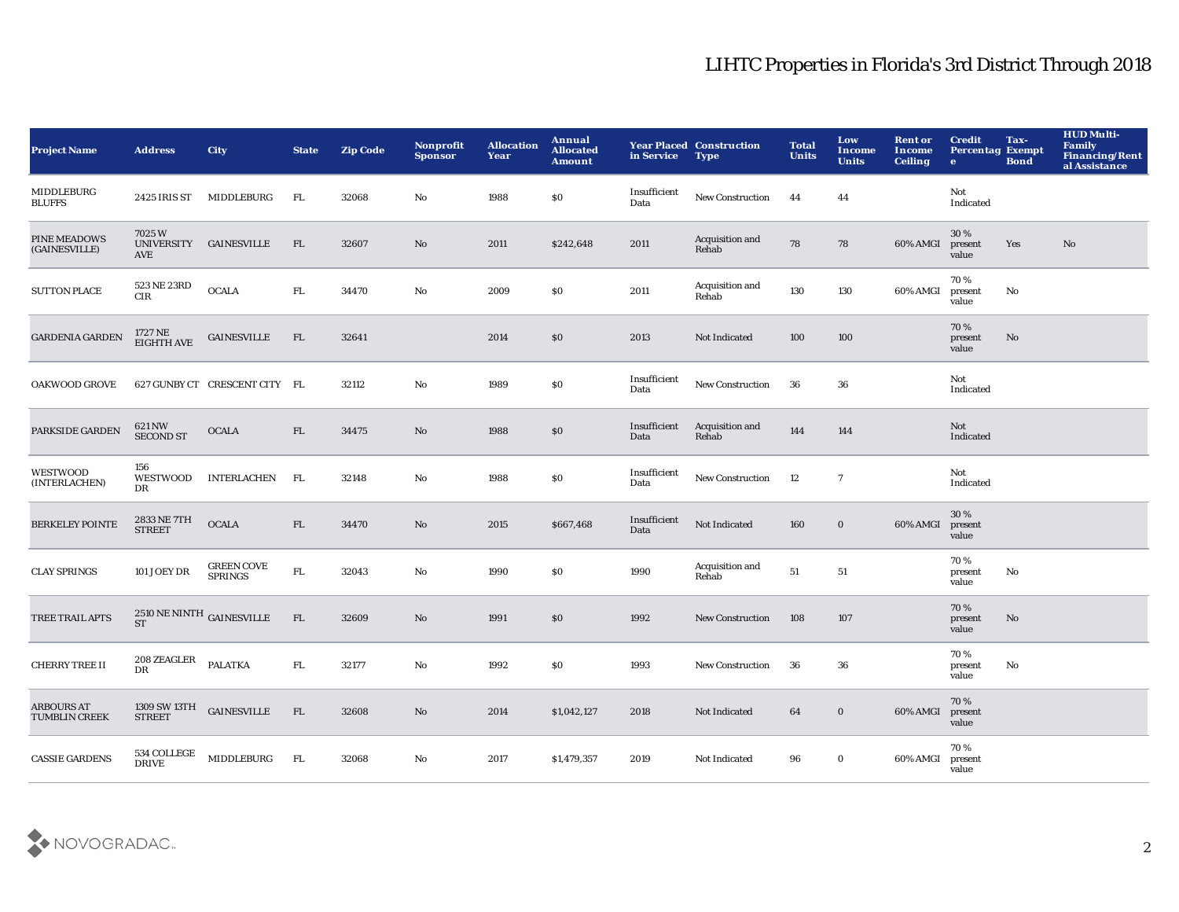# LIHTC Properties in Florida's 3rd District Through 2018

| Project Name | Address | City | State | Zip Code | Nonprofit Sponsor | Allocation Year | Annual Allocated Amount | Year Placed in Service | Construction Type | Total Units | Low Income Units | Rent or Income Ceiling | Credit Percentage | Tax-Exempt Bond | HUD Multi-Family Financing/Rental Assistance |
|---|---|---|---|---|---|---|---|---|---|---|---|---|---|---|---|
| MIDDLEBURG BLUFFS | 2425 IRIS ST | MIDDLEBURG | FL | 32068 | No | 1988 | $0 | Insufficient Data | New Construction | 44 | 44 | | Not Indicated | | |
| PINE MEADOWS (GAINESVILLE) | 7025 W UNIVERSITY AVE | GAINESVILLE | FL | 32607 | No | 2011 | $242,648 | 2011 | Acquisition and Rehab | 78 | 78 | 60% AMGI | 30 % present value | Yes | No |
| SUTTON PLACE | 523 NE 23RD CIR | OCALA | FL | 34470 | No | 2009 | $0 | 2011 | Acquisition and Rehab | 130 | 130 | 60% AMGI | 70 % present value | No | |
| GARDENIA GARDEN | 1727 NE EIGHTH AVE | GAINESVILLE | FL | 32641 | | 2014 | $0 | 2013 | Not Indicated | 100 | 100 | | 70 % present value | No | |
| OAKWOOD GROVE | 627 GUNBY CT | CRESCENT CITY | FL | 32112 | No | 1989 | $0 | Insufficient Data | New Construction | 36 | 36 | | Not Indicated | | |
| PARKSIDE GARDEN | 621 NW SECOND ST | OCALA | FL | 34475 | No | 1988 | $0 | Insufficient Data | Acquisition and Rehab | 144 | 144 | | Not Indicated | | |
| WESTWOOD (INTERLACHEN) | 156 WESTWOOD DR | INTERLACHEN | FL | 32148 | No | 1988 | $0 | Insufficient Data | New Construction | 12 | 7 | | Not Indicated | | |
| BERKELEY POINTE | 2833 NE 7TH STREET | OCALA | FL | 34470 | No | 2015 | $667,468 | Insufficient Data | Not Indicated | 160 | 0 | 60% AMGI | 30 % present value | | |
| CLAY SPRINGS | 101 JOEY DR | GREEN COVE SPRINGS | FL | 32043 | No | 1990 | $0 | 1990 | Acquisition and Rehab | 51 | 51 | | 70 % present value | No | |
| TREE TRAIL APTS | 2510 NE NINTH ST | GAINESVILLE | FL | 32609 | No | 1991 | $0 | 1992 | New Construction | 108 | 107 | | 70 % present value | No | |
| CHERRY TREE II | 208 ZEAGLER DR | PALATKA | FL | 32177 | No | 1992 | $0 | 1993 | New Construction | 36 | 36 | | 70 % present value | No | |
| ARBOURS AT TUMBLIN CREEK | 1309 SW 13TH STREET | GAINESVILLE | FL | 32608 | No | 2014 | $1,042,127 | 2018 | Not Indicated | 64 | 0 | 60% AMGI | 70 % present value | | |
| CASSIE GARDENS | 534 COLLEGE DRIVE | MIDDLEBURG | FL | 32068 | No | 2017 | $1,479,357 | 2019 | Not Indicated | 96 | 0 | 60% AMGI | 70 % present value | | |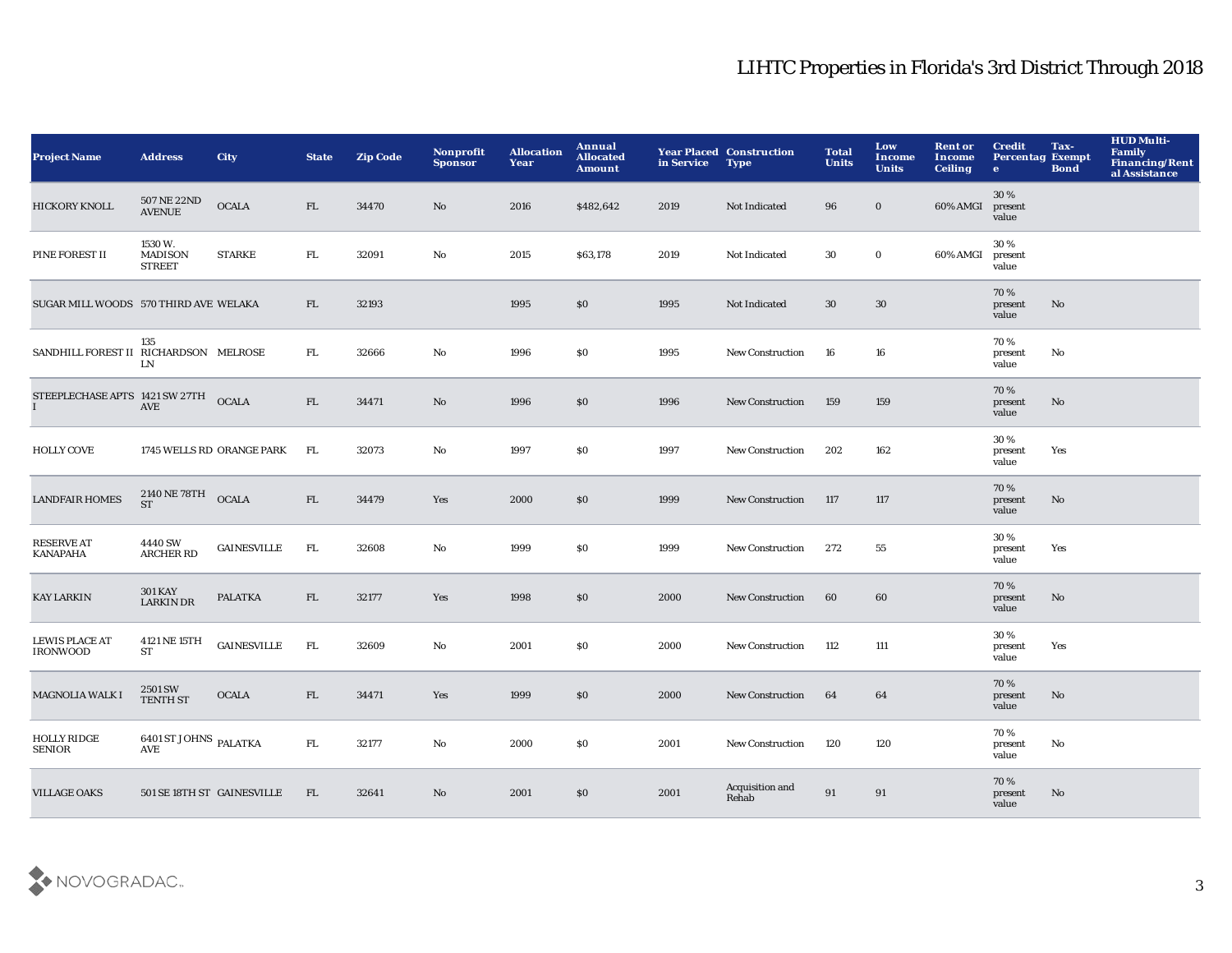# LIHTC Properties in Florida's 3rd District Through 2018

| Project Name | Address | City | State | Zip Code | Nonprofit Sponsor | Allocation Year | Annual Allocated Amount | Year Placed in Service | Construction Type | Total Units | Low Income Units | Rent or Income Ceiling | Credit Percentage | Tax-Exempt Bond | HUD Multi-Family Financing/Rental Assistance |
|---|---|---|---|---|---|---|---|---|---|---|---|---|---|---|---|
| HICKORY KNOLL | 507 NE 22ND AVENUE | OCALA | FL | 34470 | No | 2016 | $482,642 | 2019 | Not Indicated | 96 | 0 | 60% AMGI | 30 % present value | | |
| PINE FOREST II | 1530 W. MADISON STREET | STARKE | FL | 32091 | No | 2015 | $63,178 | 2019 | Not Indicated | 30 | 0 | 60% AMGI | 30 % present value | | |
| SUGAR MILL WOODS | 570 THIRD AVE | WELAKA | FL | 32193 | | 1995 | $0 | 1995 | Not Indicated | 30 | 30 | | 70 % present value | No | |
| SANDHILL FOREST II | 135 RICHARDSON LN | MELROSE | FL | 32666 | No | 1996 | $0 | 1995 | New Construction | 16 | 16 | | 70 % present value | No | |
| STEEPLECHASE APTS I | 1421 SW 27TH AVE | OCALA | FL | 34471 | No | 1996 | $0 | 1996 | New Construction | 159 | 159 | | 70 % present value | No | |
| HOLLY COVE | 1745 WELLS RD | ORANGE PARK | FL | 32073 | No | 1997 | $0 | 1997 | New Construction | 202 | 162 | | 30 % present value | Yes | |
| LANDFAIR HOMES | 2140 NE 78TH ST | OCALA | FL | 34479 | Yes | 2000 | $0 | 1999 | New Construction | 117 | 117 | | 70 % present value | No | |
| RESERVE AT KANAPAHA | 4440 SW ARCHER RD | GAINESVILLE | FL | 32608 | No | 1999 | $0 | 1999 | New Construction | 272 | 55 | | 30 % present value | Yes | |
| KAY LARKIN | 301 KAY LARKIN DR | PALATKA | FL | 32177 | Yes | 1998 | $0 | 2000 | New Construction | 60 | 60 | | 70 % present value | No | |
| LEWIS PLACE AT IRONWOOD | 4121 NE 15TH ST | GAINESVILLE | FL | 32609 | No | 2001 | $0 | 2000 | New Construction | 112 | 111 | | 30 % present value | Yes | |
| MAGNOLIA WALK I | 2501 SW TENTH ST | OCALA | FL | 34471 | Yes | 1999 | $0 | 2000 | New Construction | 64 | 64 | | 70 % present value | No | |
| HOLLY RIDGE SENIOR | 6401 ST JOHNS AVE | PALATKA | FL | 32177 | No | 2000 | $0 | 2001 | New Construction | 120 | 120 | | 70 % present value | No | |
| VILLAGE OAKS | 501 SE 18TH ST | GAINESVILLE | FL | 32641 | No | 2001 | $0 | 2001 | Acquisition and Rehab | 91 | 91 | | 70 % present value | No | |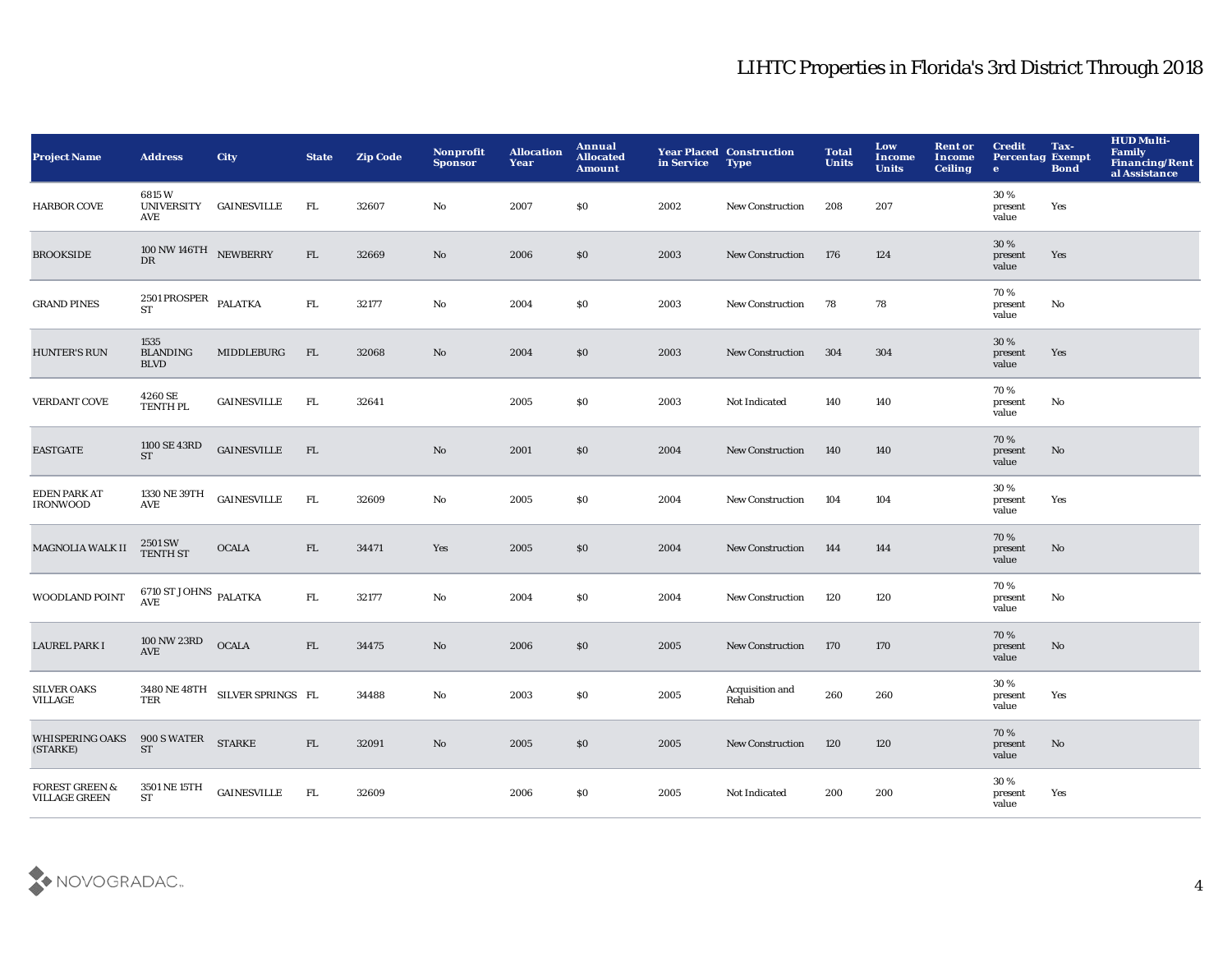# LIHTC Properties in Florida's 3rd District Through 2018

| Project Name | Address | City | State | Zip Code | Nonprofit Sponsor | Allocation Year | Annual Allocated Amount | Year Placed in Service | Construction Type | Total Units | Low Income Units | Rent or Income Ceiling | Credit Percentage | Tax-Exempt Bond | HUD Multi-Family Financing/Rental Assistance |
|---|---|---|---|---|---|---|---|---|---|---|---|---|---|---|---|
| HARBOR COVE | 6815 W UNIVERSITY AVE | GAINESVILLE | FL | 32607 | No | 2007 | $0 | 2002 | New Construction | 208 | 207 | | 30 % present value | Yes | |
| BROOKSIDE | 100 NW 146TH DR | NEWBERRY | FL | 32669 | No | 2006 | $0 | 2003 | New Construction | 176 | 124 | | 30 % present value | Yes | |
| GRAND PINES | 2501 PROSPER ST | PALATKA | FL | 32177 | No | 2004 | $0 | 2003 | New Construction | 78 | 78 | | 70 % present value | No | |
| HUNTER'S RUN | 1535 BLANDING BLVD | MIDDLEBURG | FL | 32068 | No | 2004 | $0 | 2003 | New Construction | 304 | 304 | | 30 % present value | Yes | |
| VERDANT COVE | 4260 SE TENTH PL | GAINESVILLE | FL | 32641 | | 2005 | $0 | 2003 | Not Indicated | 140 | 140 | | 70 % present value | No | |
| EASTGATE | 1100 SE 43RD ST | GAINESVILLE | FL | | No | 2001 | $0 | 2004 | New Construction | 140 | 140 | | 70 % present value | No | |
| EDEN PARK AT IRONWOOD | 1330 NE 39TH AVE | GAINESVILLE | FL | 32609 | No | 2005 | $0 | 2004 | New Construction | 104 | 104 | | 30 % present value | Yes | |
| MAGNOLIA WALK II | 2501 SW TENTH ST | OCALA | FL | 34471 | Yes | 2005 | $0 | 2004 | New Construction | 144 | 144 | | 70 % present value | No | |
| WOODLAND POINT | 6710 ST JOHNS AVE | PALATKA | FL | 32177 | No | 2004 | $0 | 2004 | New Construction | 120 | 120 | | 70 % present value | No | |
| LAUREL PARK I | 100 NW 23RD AVE | OCALA | FL | 34475 | No | 2006 | $0 | 2005 | New Construction | 170 | 170 | | 70 % present value | No | |
| SILVER OAKS VILLAGE | 3480 NE 48TH TER | SILVER SPRINGS | FL | 34488 | No | 2003 | $0 | 2005 | Acquisition and Rehab | 260 | 260 | | 30 % present value | Yes | |
| WHISPERING OAKS (STARKE) | 900 S WATER ST | STARKE | FL | 32091 | No | 2005 | $0 | 2005 | New Construction | 120 | 120 | | 70 % present value | No | |
| FOREST GREEN & VILLAGE GREEN | 3501 NE 15TH ST | GAINESVILLE | FL | 32609 | | 2006 | $0 | 2005 | Not Indicated | 200 | 200 | | 30 % present value | Yes | |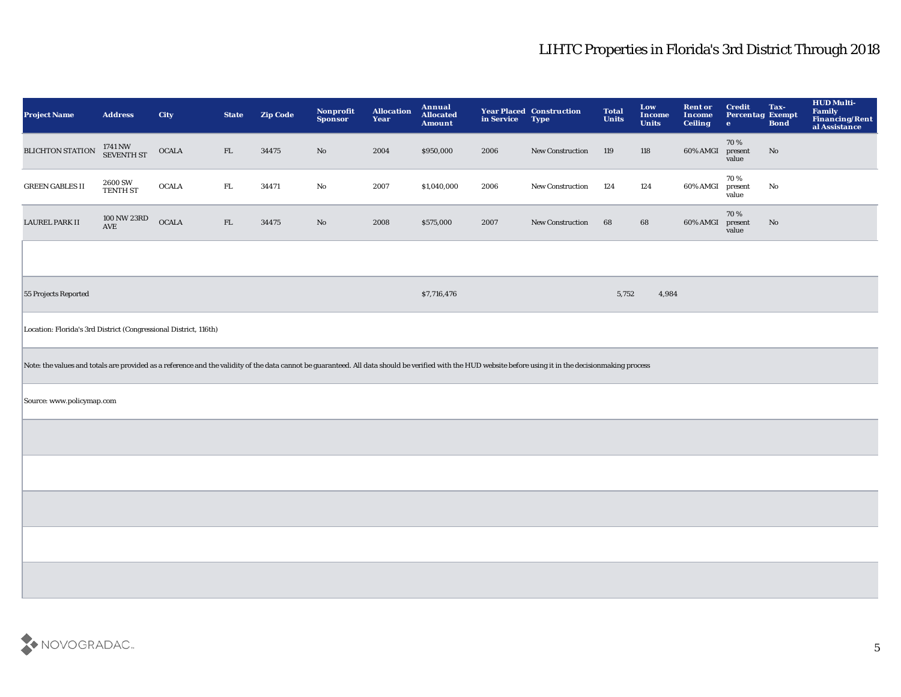# LIHTC Properties in Florida's 3rd District Through 2018

| Project Name | Address | City | State | Zip Code | Nonprofit Sponsor | Allocation Year | Annual Allocated Amount | Year Placed in Service | Construction Type | Total Units | Low Income Units | Rent or Income Ceiling | Credit Percentage | Tax-Exempt Bond | HUD Multi-Family Financing/Rental Assistance |
|---|---|---|---|---|---|---|---|---|---|---|---|---|---|---|---|
| BLICHTON STATION | 1741 NW SEVENTH ST | OCALA | FL | 34475 | No | 2004 | $950,000 | 2006 | New Construction | 119 | 118 | 60% AMGI | 70 % present value | No | |
| GREEN GABLES II | 2600 SW TENTH ST | OCALA | FL | 34471 | No | 2007 | $1,040,000 | 2006 | New Construction | 124 | 124 | 60% AMGI | 70 % present value | No | |
| LAUREL PARK II | 100 NW 23RD AVE | OCALA | FL | 34475 | No | 2008 | $575,000 | 2007 | New Construction | 68 | 68 | 60% AMGI | 70 % present value | No | |
| | | | | | | | | | | | | | | | |
| 55 Projects Reported | | | | | | | $7,716,476 | | | 5,752 | 4,984 | | | | |

Location: Florida's 3rd District (Congressional District, 116th)

Note: the values and totals are provided as a reference and the validity of the data cannot be guaranteed. All data should be verified with the HUD website before using it in the decisionmaking process

Source: www.policymap.com